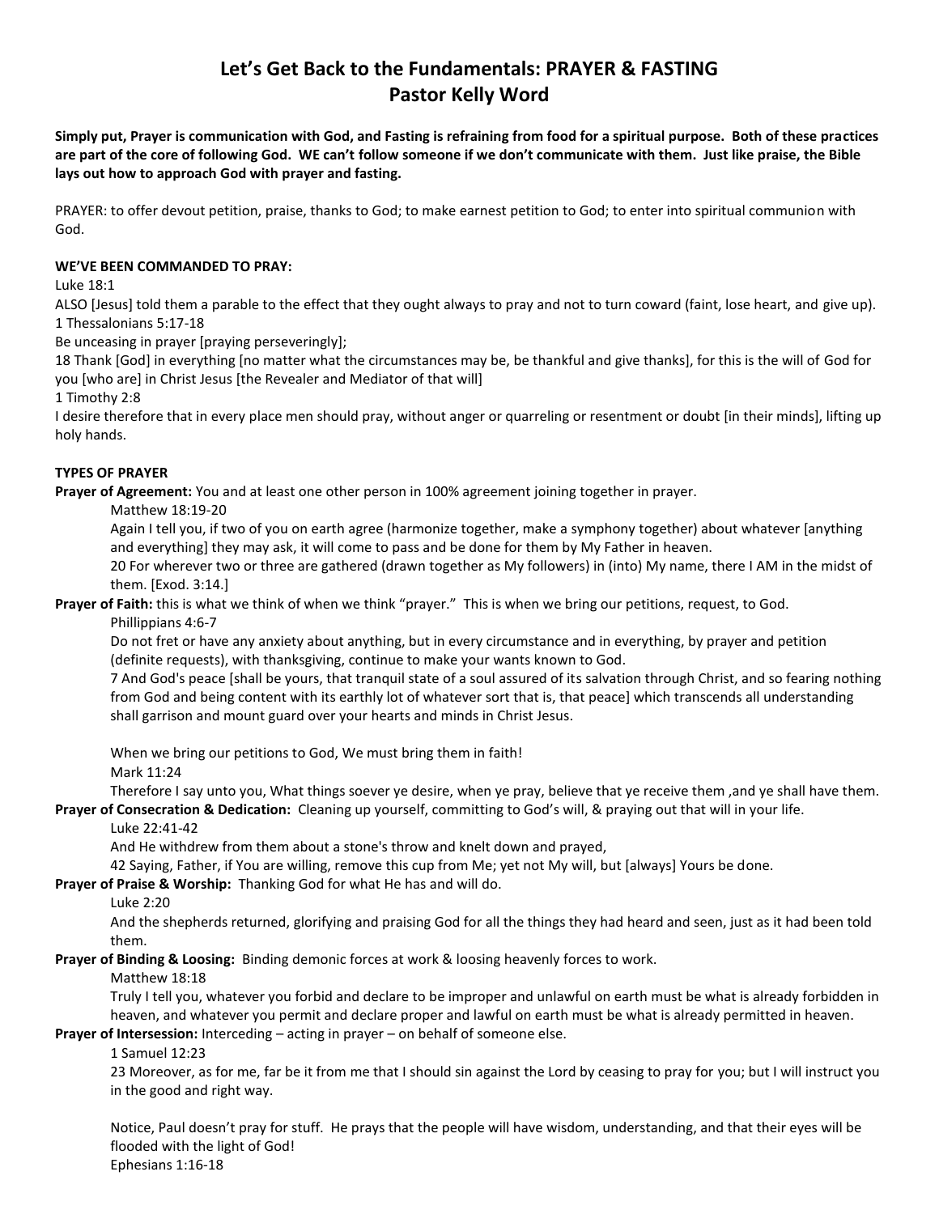# Let's Get Back to the Fundamentals: PRAYER & FASTING
## Pastor Kelly Word

**Simply put, Prayer is communication with God, and Fasting is refraining from food for a spiritual purpose. Both of these practices are part of the core of following God. WE can't follow someone if we don't communicate with them. Just like praise, the Bible lays out how to approach God with prayer and fasting.**

PRAYER: to offer devout petition, praise, thanks to God; to make earnest petition to God; to enter into spiritual communion with God.

**WE'VE BEEN COMMANDED TO PRAY:**

Luke 18:1
ALSO [Jesus] told them a parable to the effect that they ought always to pray and not to turn coward (faint, lose heart, and give up).

1 Thessalonians 5:17-18
Be unceasing in prayer [praying perseveringly];
18 Thank [God] in everything [no matter what the circumstances may be, be thankful and give thanks], for this is the will of God for you [who are] in Christ Jesus [the Revealer and Mediator of that will]

1 Timothy 2:8
I desire therefore that in every place men should pray, without anger or quarreling or resentment or doubt [in their minds], lifting up holy hands.

**TYPES OF PRAYER**

**Prayer of Agreement:** You and at least one other person in 100% agreement joining together in prayer.

> Matthew 18:19-20
> Again I tell you, if two of you on earth agree (harmonize together, make a symphony together) about whatever [anything and everything] they may ask, it will come to pass and be done for them by My Father in heaven.
> 20 For wherever two or three are gathered (drawn together as My followers) in (into) My name, there I AM in the midst of them. [Exod. 3:14.]

**Prayer of Faith:** this is what we think of when we think "prayer." This is when we bring our petitions, request, to God.

> Phillippians 4:6-7
> Do not fret or have any anxiety about anything, but in every circumstance and in everything, by prayer and petition (definite requests), with thanksgiving, continue to make your wants known to God.
> 7 And God's peace [shall be yours, that tranquil state of a soul assured of its salvation through Christ, and so fearing nothing from God and being content with its earthly lot of whatever sort that is, that peace] which transcends all understanding shall garrison and mount guard over your hearts and minds in Christ Jesus.
>
> When we bring our petitions to God, We must bring them in faith!
> Mark 11:24
> Therefore I say unto you, What things soever ye desire, when ye pray, believe that ye receive them ,and ye shall have them.

**Prayer of Consecration & Dedication:** Cleaning up yourself, committing to God's will, & praying out that will in your life.

> Luke 22:41-42
> And He withdrew from them about a stone's throw and knelt down and prayed,
> 42 Saying, Father, if You are willing, remove this cup from Me; yet not My will, but [always] Yours be done.

**Prayer of Praise & Worship:** Thanking God for what He has and will do.

> Luke 2:20
> And the shepherds returned, glorifying and praising God for all the things they had heard and seen, just as it had been told them.

**Prayer of Binding & Loosing:** Binding demonic forces at work & loosing heavenly forces to work.

> Matthew 18:18
> Truly I tell you, whatever you forbid and declare to be improper and unlawful on earth must be what is already forbidden in heaven, and whatever you permit and declare proper and lawful on earth must be what is already permitted in heaven.

**Prayer of Intersession:** Interceding – acting in prayer – on behalf of someone else.

> 1 Samuel 12:23
> 23 Moreover, as for me, far be it from me that I should sin against the Lord by ceasing to pray for you; but I will instruct you in the good and right way.
>
> Notice, Paul doesn't pray for stuff. He prays that the people will have wisdom, understanding, and that their eyes will be flooded with the light of God!
> Ephesians 1:16-18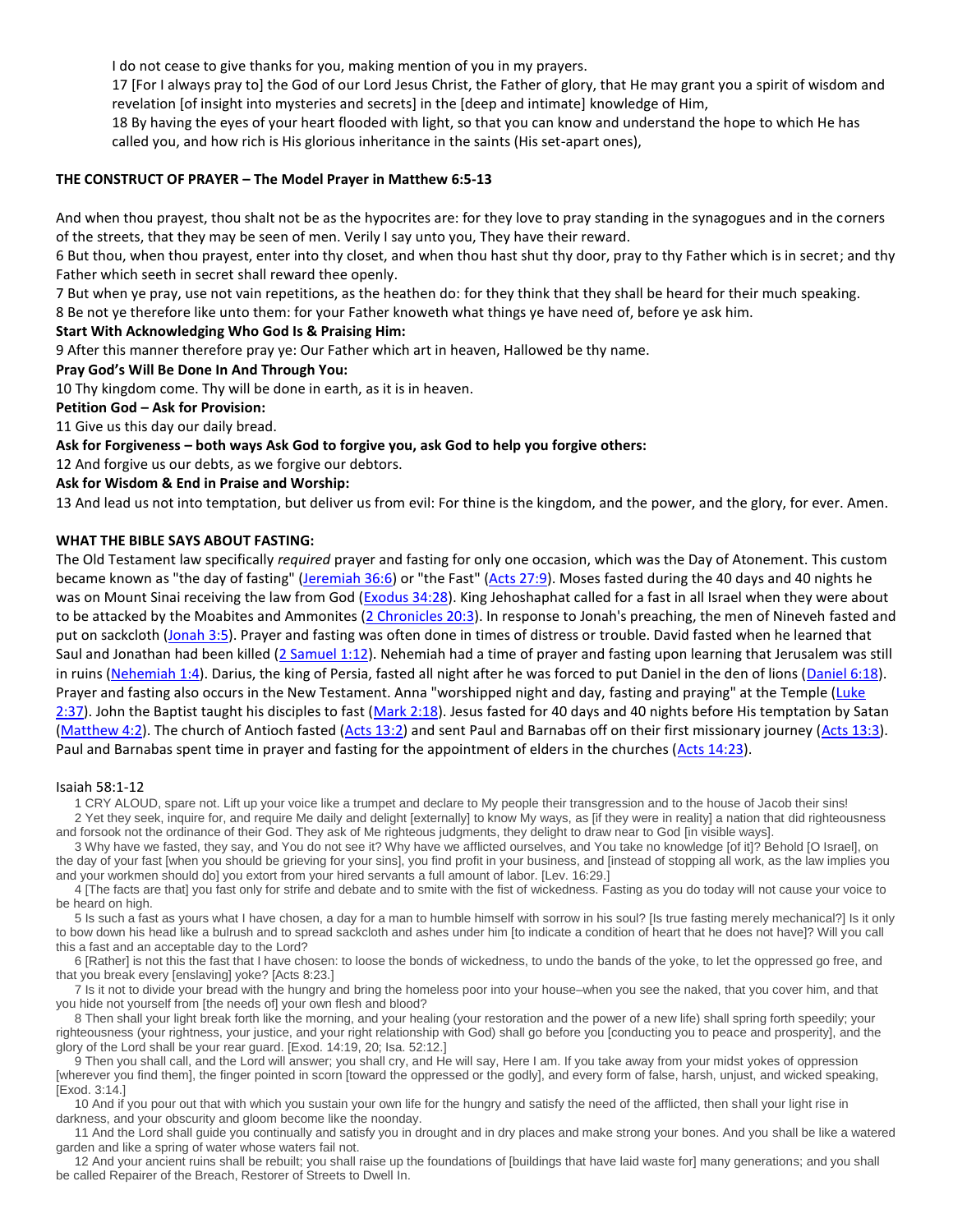I do not cease to give thanks for you, making mention of you in my prayers.
17 [For I always pray to] the God of our Lord Jesus Christ, the Father of glory, that He may grant you a spirit of wisdom and revelation [of insight into mysteries and secrets] in the [deep and intimate] knowledge of Him,
18 By having the eyes of your heart flooded with light, so that you can know and understand the hope to which He has called you, and how rich is His glorious inheritance in the saints (His set-apart ones),

**THE CONSTRUCT OF PRAYER – The Model Prayer in Matthew 6:5-13**

And when thou prayest, thou shalt not be as the hypocrites are: for they love to pray standing in the synagogues and in the corners of the streets, that they may be seen of men. Verily I say unto you, They have their reward.
6 But thou, when thou prayest, enter into thy closet, and when thou hast shut thy door, pray to thy Father which is in secret; and thy Father which seeth in secret shall reward thee openly.
7 But when ye pray, use not vain repetitions, as the heathen do: for they think that they shall be heard for their much speaking.
8 Be not ye therefore like unto them: for your Father knoweth what things ye have need of, before ye ask him.

**Start With Acknowledging Who God Is & Praising Him:**
9 After this manner therefore pray ye: Our Father which art in heaven, Hallowed be thy name.

**Pray God's Will Be Done In And Through You:**
10 Thy kingdom come. Thy will be done in earth, as it is in heaven.

**Petition God – Ask for Provision:**
11 Give us this day our daily bread.

**Ask for Forgiveness – both ways Ask God to forgive you, ask God to help you forgive others:**
12 And forgive us our debts, as we forgive our debtors.

**Ask for Wisdom & End in Praise and Worship:**
13 And lead us not into temptation, but deliver us from evil: For thine is the kingdom, and the power, and the glory, for ever. Amen.

**WHAT THE BIBLE SAYS ABOUT FASTING:**

The Old Testament law specifically *required* prayer and fasting for only one occasion, which was the Day of Atonement. This custom became known as "the day of fasting" (Jeremiah 36:6) or "the Fast" (Acts 27:9). Moses fasted during the 40 days and 40 nights he was on Mount Sinai receiving the law from God (Exodus 34:28). King Jehoshaphat called for a fast in all Israel when they were about to be attacked by the Moabites and Ammonites (2 Chronicles 20:3). In response to Jonah's preaching, the men of Nineveh fasted and put on sackcloth (Jonah 3:5). Prayer and fasting was often done in times of distress or trouble. David fasted when he learned that Saul and Jonathan had been killed (2 Samuel 1:12). Nehemiah had a time of prayer and fasting upon learning that Jerusalem was still in ruins (Nehemiah 1:4). Darius, the king of Persia, fasted all night after he was forced to put Daniel in the den of lions (Daniel 6:18). Prayer and fasting also occurs in the New Testament. Anna "worshipped night and day, fasting and praying" at the Temple (Luke 2:37). John the Baptist taught his disciples to fast (Mark 2:18). Jesus fasted for 40 days and 40 nights before His temptation by Satan (Matthew 4:2). The church of Antioch fasted (Acts 13:2) and sent Paul and Barnabas off on their first missionary journey (Acts 13:3). Paul and Barnabas spent time in prayer and fasting for the appointment of elders in the churches (Acts 14:23).

Isaiah 58:1-12

1 CRY ALOUD, spare not. Lift up your voice like a trumpet and declare to My people their transgression and to the house of Jacob their sins!

2 Yet they seek, inquire for, and require Me daily and delight [externally] to know My ways, as [if they were in reality] a nation that did righteousness and forsook not the ordinance of their God. They ask of Me righteous judgments, they delight to draw near to God [in visible ways].

3 Why have we fasted, they say, and You do not see it? Why have we afflicted ourselves, and You take no knowledge [of it]? Behold [O Israel], on the day of your fast [when you should be grieving for your sins], you find profit in your business, and [instead of stopping all work, as the law implies you and your workmen should do] you extort from your hired servants a full amount of labor. [Lev. 16:29.]

4 [The facts are that] you fast only for strife and debate and to smite with the fist of wickedness. Fasting as you do today will not cause your voice to be heard on high.

5 Is such a fast as yours what I have chosen, a day for a man to humble himself with sorrow in his soul? [Is true fasting merely mechanical?] Is it only to bow down his head like a bulrush and to spread sackcloth and ashes under him [to indicate a condition of heart that he does not have]? Will you call this a fast and an acceptable day to the Lord?

6 [Rather] is not this the fast that I have chosen: to loose the bonds of wickedness, to undo the bands of the yoke, to let the oppressed go free, and that you break every [enslaving] yoke? [Acts 8:23.]

7 Is it not to divide your bread with the hungry and bring the homeless poor into your house–when you see the naked, that you cover him, and that you hide not yourself from [the needs of] your own flesh and blood?

8 Then shall your light break forth like the morning, and your healing (your restoration and the power of a new life) shall spring forth speedily; your righteousness (your rightness, your justice, and your right relationship with God) shall go before you [conducting you to peace and prosperity], and the glory of the Lord shall be your rear guard. [Exod. 14:19, 20; Isa. 52:12.]

9 Then you shall call, and the Lord will answer; you shall cry, and He will say, Here I am. If you take away from your midst yokes of oppression [wherever you find them], the finger pointed in scorn [toward the oppressed or the godly], and every form of false, harsh, unjust, and wicked speaking, [Exod. 3:14.]

10 And if you pour out that with which you sustain your own life for the hungry and satisfy the need of the afflicted, then shall your light rise in darkness, and your obscurity and gloom become like the noonday.

11 And the Lord shall guide you continually and satisfy you in drought and in dry places and make strong your bones. And you shall be like a watered garden and like a spring of water whose waters fail not.

12 And your ancient ruins shall be rebuilt; you shall raise up the foundations of [buildings that have laid waste for] many generations; and you shall be called Repairer of the Breach, Restorer of Streets to Dwell In.